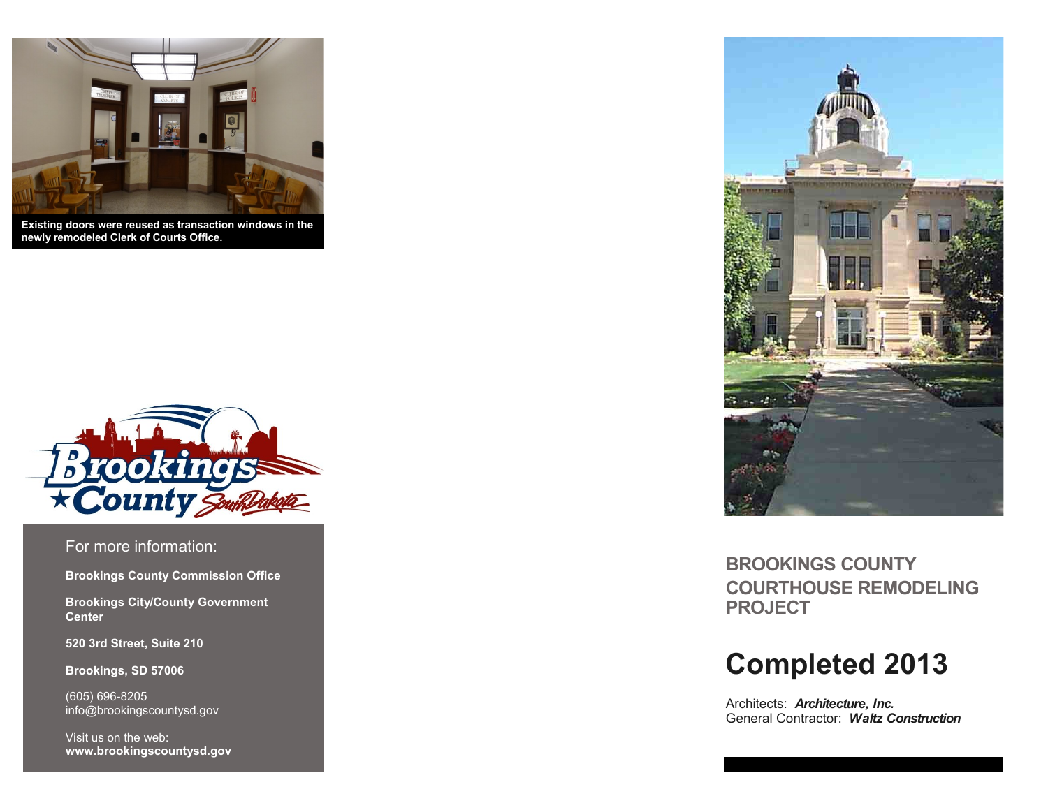Existing doors were reused as transaction windows in the newly remodeled Clerk of Courts Office.

For more information:

**Brookings County Commission Office**

**Brookings City/County Government Center**

**520 3rd Street, Suite 210**

**Brookings, SD 57006**

(605) 696-8205
info@brookingscountysd.gov

Visit us on the web:
**www.brookingscountysd.gov**

## BROOKINGS COUNTY COURTHOUSE REMODELING PROJECT

# Completed 2013

Architects: ***Architecture, Inc.***
General Contractor: ***Waltz Construction***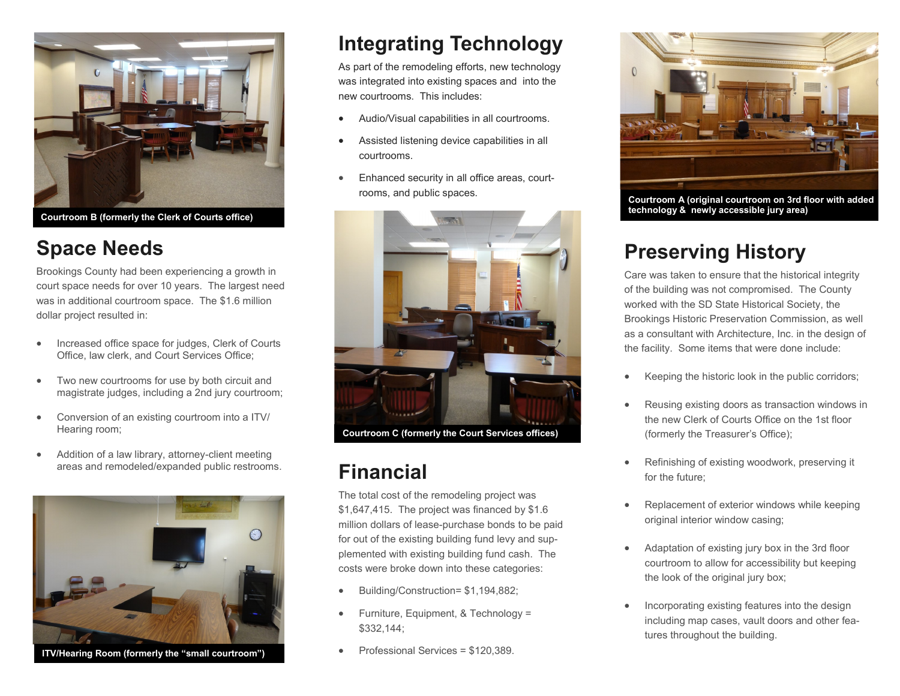Courtroom B (formerly the Clerk of Courts office)

## Space Needs

Brookings County had been experiencing a growth in court space needs for over 10 years. The largest need was in additional courtroom space. The $1.6 million dollar project resulted in:

- Increased office space for judges, Clerk of Courts Office, law clerk, and Court Services Office;
- Two new courtrooms for use by both circuit and magistrate judges, including a 2nd jury courtroom;
- Conversion of an existing courtroom into a ITV/ Hearing room;
- Addition of a law library, attorney-client meeting areas and remodeled/expanded public restrooms.

ITV/Hearing Room (formerly the "small courtroom")

## Integrating Technology

As part of the remodeling efforts, new technology was integrated into existing spaces and into the new courtrooms. This includes:

- Audio/Visual capabilities in all courtrooms.
- Assisted listening device capabilities in all courtrooms.
- Enhanced security in all office areas, court-rooms, and public spaces.

Courtroom C (formerly the Court Services offices)

## Financial

The total cost of the remodeling project was $1,647,415. The project was financed by $1.6 million dollars of lease-purchase bonds to be paid for out of the existing building fund levy and sup-plemented with existing building fund cash. The costs were broke down into these categories:

- Building/Construction= $1,194,882;
- Furniture, Equipment, & Technology = $332,144;
- Professional Services = $120,389.

Courtroom A (original courtroom on 3rd floor with added technology & newly accessible jury area)

## Preserving History

Care was taken to ensure that the historical integrity of the building was not compromised. The County worked with the SD State Historical Society, the Brookings Historic Preservation Commission, as well as a consultant with Architecture, Inc. in the design of the facility. Some items that were done include:

- Keeping the historic look in the public corridors;
- Reusing existing doors as transaction windows in the new Clerk of Courts Office on the 1st floor (formerly the Treasurer's Office);
- Refinishing of existing woodwork, preserving it for the future;
- Replacement of exterior windows while keeping original interior window casing;
- Adaptation of existing jury box in the 3rd floor courtroom to allow for accessibility but keeping the look of the original jury box;
- Incorporating existing features into the design including map cases, vault doors and other fea-tures throughout the building.